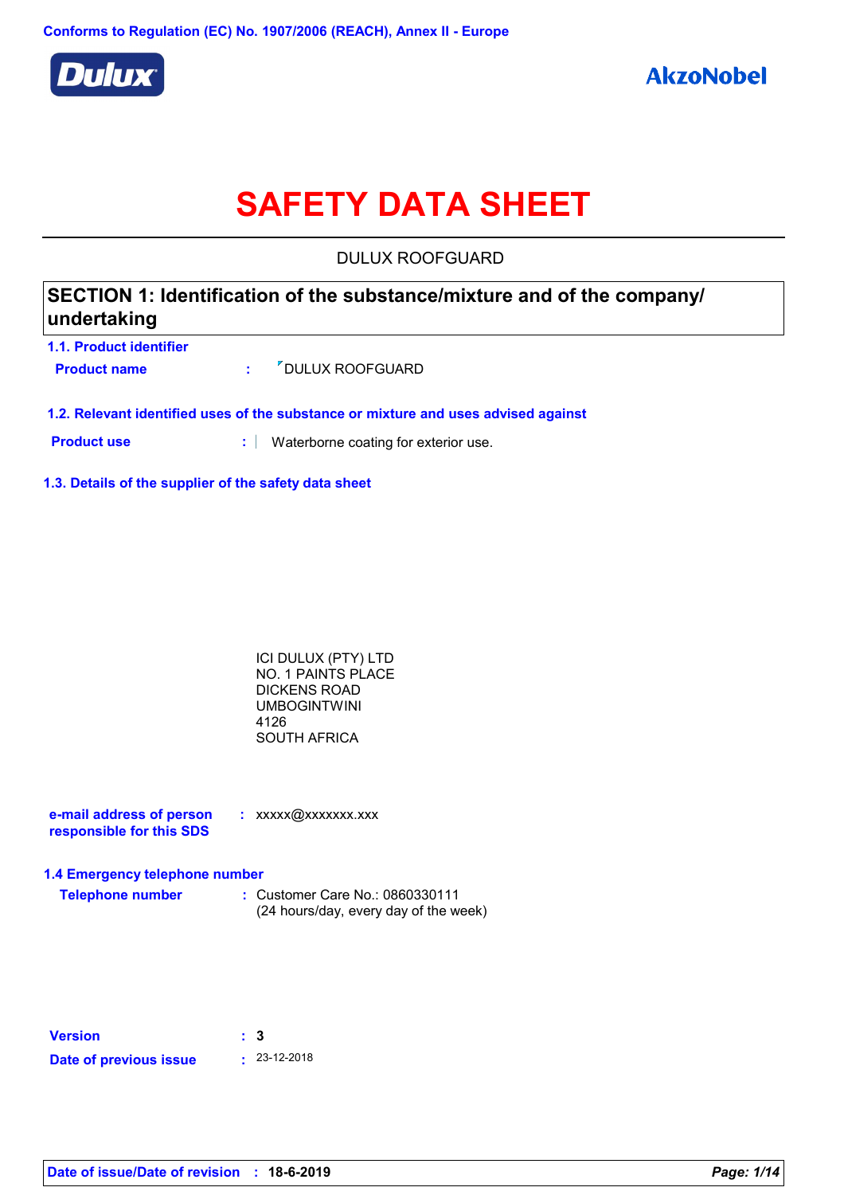Conforms to Regulation (EC) No. 1907/2006 (REACH), Annex II - Europe

Dulux

AkzoNobel

# SAFETY DATA SHEET

DULUX ROOFGUARD

## SECTION 1: Identification of the substance/mixture and of the company/ undertaking

### 1.1. Product identifier

**Product name** : DULUX ROOFGUARD

### 1.2. Relevant identified uses of the substance or mixture and uses advised against

**Product use** : Waterborne coating for exterior use.

### 1.3. Details of the supplier of the safety data sheet

ICI DULUX (PTY) LTD
NO. 1 PAINTS PLACE
DICKENS ROAD
UMBOGINTWINI
4126
SOUTH AFRICA

**e-mail address of person responsible for this SDS** : xxxxx@xxxxxxx.xxx

### 1.4 Emergency telephone number

**Telephone number** : Customer Care No.: 0860330111
(24 hours/day, every day of the week)

**Version** : **3**

**Date of previous issue** : 23-12-2018

**Date of issue/Date of revision** : **18-6-2019**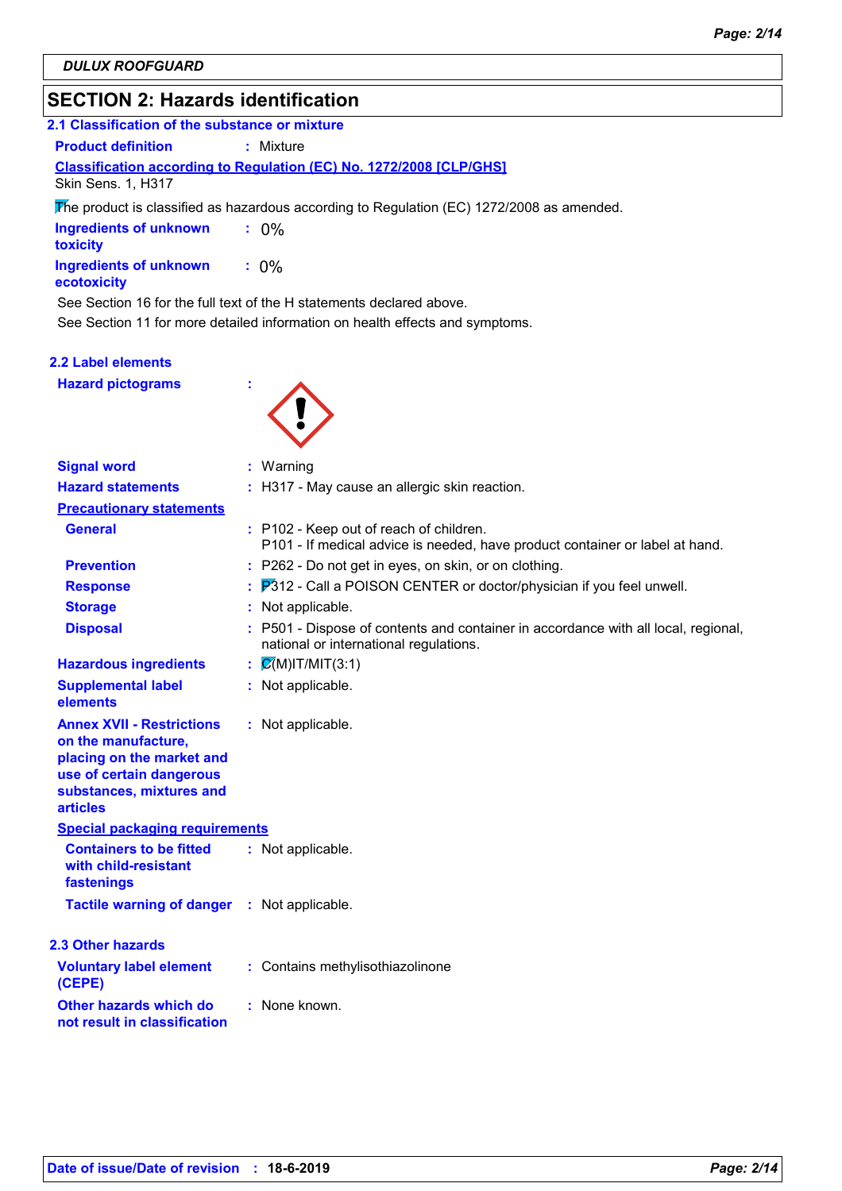DULUX ROOFGUARD

## SECTION 2: Hazards identification

### 2.1 Classification of the substance or mixture

**Product definition** : Mixture

**Classification according to Regulation (EC) No. 1272/2008 [CLP/GHS]**

Skin Sens. 1, H317

The product is classified as hazardous according to Regulation (EC) 1272/2008 as amended.

**Ingredients of unknown toxicity** : 0%

**Ingredients of unknown ecotoxicity** : 0%

See Section 16 for the full text of the H statements declared above.

See Section 11 for more detailed information on health effects and symptoms.

### 2.2 Label elements

**Hazard pictograms** :

**Signal word** : Warning

**Hazard statements** : H317 - May cause an allergic skin reaction.

**Precautionary statements**

**General** : P102 - Keep out of reach of children.
P101 - If medical advice is needed, have product container or label at hand.

**Prevention** : P262 - Do not get in eyes, on skin, or on clothing.

**Response** : P312 - Call a POISON CENTER or doctor/physician if you feel unwell.

**Storage** : Not applicable.

**Disposal** : P501 - Dispose of contents and container in accordance with all local, regional, national or international regulations.

**Hazardous ingredients** : C(M)IT/MIT(3:1)

**Supplemental label elements** : Not applicable.

**Annex XVII - Restrictions on the manufacture, placing on the market and use of certain dangerous substances, mixtures and articles** : Not applicable.

**Special packaging requirements**

**Containers to be fitted with child-resistant fastenings** : Not applicable.

**Tactile warning of danger** : Not applicable.

### 2.3 Other hazards

**Voluntary label element (CEPE)** : Contains methylisothiazolinone

**Other hazards which do not result in classification** : None known.

**Date of issue/Date of revision** : 18-6-2019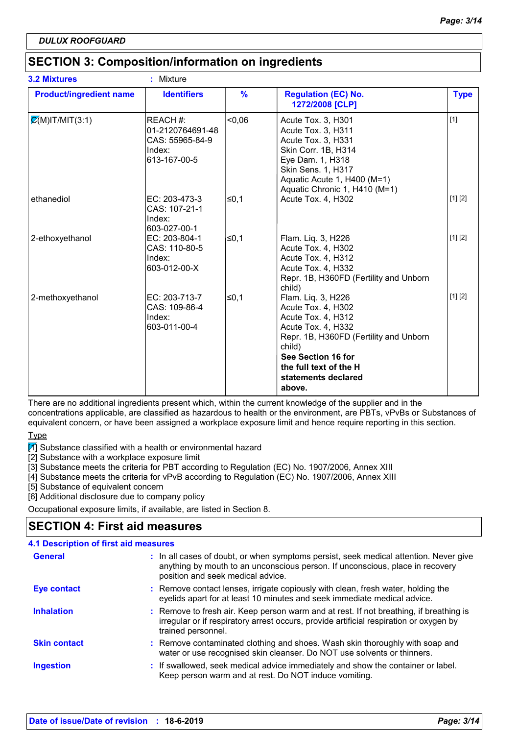DULUX ROOFGUARD

## SECTION 3: Composition/information on ingredients

**3.2 Mixtures** : Mixture

| Product/ingredient name | Identifiers | % | Regulation (EC) No. 1272/2008 [CLP] | Type |
|---|---|---|---|---|
| C(M)IT/MIT(3:1) | REACH #: 01-2120764691-48<br>CAS: 55965-84-9<br>Index: 613-167-00-5 | <0,06 | Acute Tox. 3, H301<br>Acute Tox. 3, H311<br>Acute Tox. 3, H331<br>Skin Corr. 1B, H314<br>Eye Dam. 1, H318<br>Skin Sens. 1, H317<br>Aquatic Acute 1, H400 (M=1)<br>Aquatic Chronic 1, H410 (M=1) | [1] |
| ethanediol | EC: 203-473-3<br>CAS: 107-21-1<br>Index: 603-027-00-1 | ≤0,1 | Acute Tox. 4, H302 | [1] [2] |
| 2-ethoxyethanol | EC: 203-804-1<br>CAS: 110-80-5<br>Index: 603-012-00-X | ≤0,1 | Flam. Liq. 3, H226<br>Acute Tox. 4, H302<br>Acute Tox. 4, H312<br>Acute Tox. 4, H332<br>Repr. 1B, H360FD (Fertility and Unborn child) | [1] [2] |
| 2-methoxyethanol | EC: 203-713-7<br>CAS: 109-86-4<br>Index: 603-011-00-4 | ≤0,1 | Flam. Liq. 3, H226<br>Acute Tox. 4, H302<br>Acute Tox. 4, H312<br>Acute Tox. 4, H332<br>Repr. 1B, H360FD (Fertility and Unborn child)<br>**See Section 16 for the full text of the H statements declared above.** | [1] [2] |

There are no additional ingredients present which, within the current knowledge of the supplier and in the concentrations applicable, are classified as hazardous to health or the environment, are PBTs, vPvBs or Substances of equivalent concern, or have been assigned a workplace exposure limit and hence require reporting in this section.

Type

[1] Substance classified with a health or environmental hazard
[2] Substance with a workplace exposure limit
[3] Substance meets the criteria for PBT according to Regulation (EC) No. 1907/2006, Annex XIII
[4] Substance meets the criteria for vPvB according to Regulation (EC) No. 1907/2006, Annex XIII
[5] Substance of equivalent concern
[6] Additional disclosure due to company policy

Occupational exposure limits, if available, are listed in Section 8.

## SECTION 4: First aid measures

**4.1 Description of first aid measures**

**General** : In all cases of doubt, or when symptoms persist, seek medical attention. Never give anything by mouth to an unconscious person. If unconscious, place in recovery position and seek medical advice.

**Eye contact** : Remove contact lenses, irrigate copiously with clean, fresh water, holding the eyelids apart for at least 10 minutes and seek immediate medical advice.

**Inhalation** : Remove to fresh air. Keep person warm and at rest. If not breathing, if breathing is irregular or if respiratory arrest occurs, provide artificial respiration or oxygen by trained personnel.

**Skin contact** : Remove contaminated clothing and shoes. Wash skin thoroughly with soap and water or use recognised skin cleanser. Do NOT use solvents or thinners.

**Ingestion** : If swallowed, seek medical advice immediately and show the container or label. Keep person warm and at rest. Do NOT induce vomiting.

**Date of issue/Date of revision** : **18-6-2019**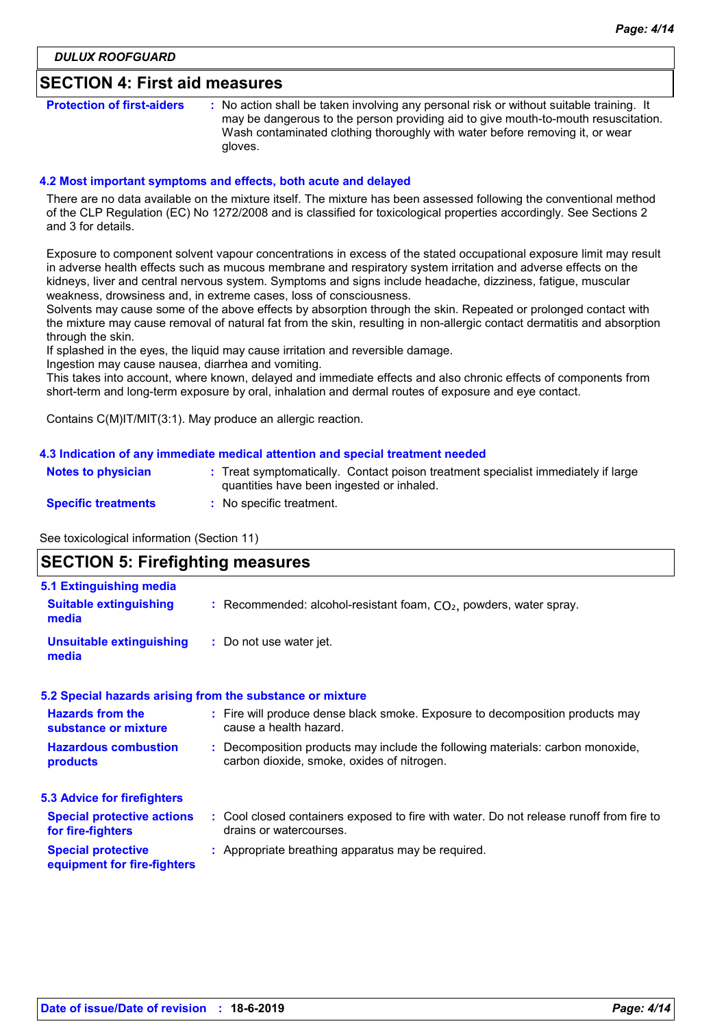## SECTION 4: First aid measures

**Protection of first-aiders** : No action shall be taken involving any personal risk or without suitable training. It may be dangerous to the person providing aid to give mouth-to-mouth resuscitation. Wash contaminated clothing thoroughly with water before removing it, or wear gloves.

### 4.2 Most important symptoms and effects, both acute and delayed

There are no data available on the mixture itself. The mixture has been assessed following the conventional method of the CLP Regulation (EC) No 1272/2008 and is classified for toxicological properties accordingly. See Sections 2 and 3 for details.

Exposure to component solvent vapour concentrations in excess of the stated occupational exposure limit may result in adverse health effects such as mucous membrane and respiratory system irritation and adverse effects on the kidneys, liver and central nervous system. Symptoms and signs include headache, dizziness, fatigue, muscular weakness, drowsiness and, in extreme cases, loss of consciousness.
Solvents may cause some of the above effects by absorption through the skin. Repeated or prolonged contact with the mixture may cause removal of natural fat from the skin, resulting in non-allergic contact dermatitis and absorption through the skin.
If splashed in the eyes, the liquid may cause irritation and reversible damage.
Ingestion may cause nausea, diarrhea and vomiting.
This takes into account, where known, delayed and immediate effects and also chronic effects of components from short-term and long-term exposure by oral, inhalation and dermal routes of exposure and eye contact.

Contains C(M)IT/MIT(3:1). May produce an allergic reaction.

### 4.3 Indication of any immediate medical attention and special treatment needed

**Notes to physician** : Treat symptomatically. Contact poison treatment specialist immediately if large quantities have been ingested or inhaled.

**Specific treatments** : No specific treatment.

See toxicological information (Section 11)

## SECTION 5: Firefighting measures

### 5.1 Extinguishing media

**Suitable extinguishing media** : Recommended: alcohol-resistant foam, $CO_2$, powders, water spray.

**Unsuitable extinguishing media** : Do not use water jet.

### 5.2 Special hazards arising from the substance or mixture

**Hazards from the substance or mixture** : Fire will produce dense black smoke. Exposure to decomposition products may cause a health hazard.

**Hazardous combustion products** : Decomposition products may include the following materials: carbon monoxide, carbon dioxide, smoke, oxides of nitrogen.

### 5.3 Advice for firefighters

**Special protective actions for fire-fighters** : Cool closed containers exposed to fire with water. Do not release runoff from fire to drains or watercourses.

**Special protective equipment for fire-fighters** : Appropriate breathing apparatus may be required.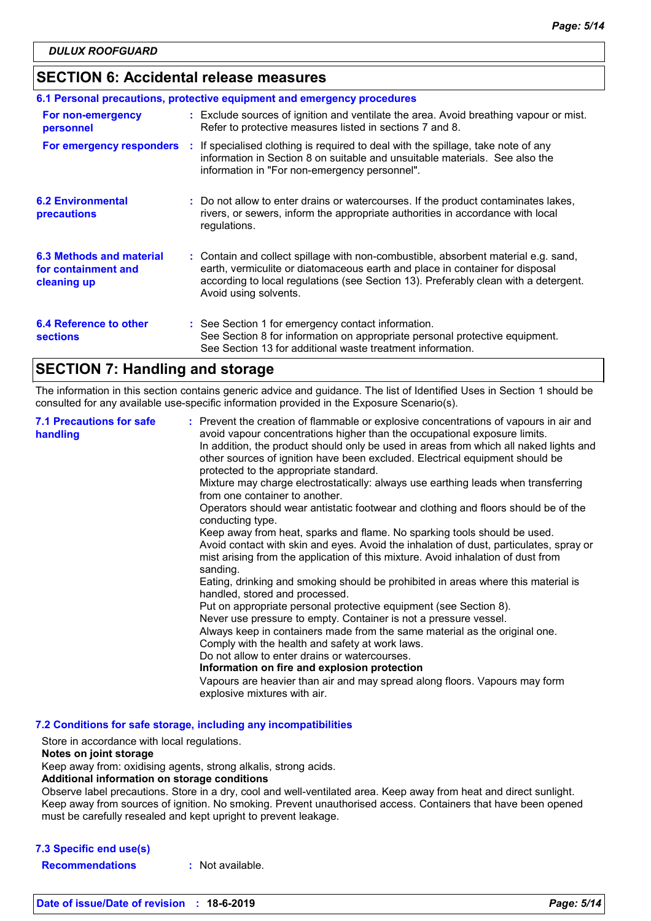## SECTION 6: Accidental release measures

### 6.1 Personal precautions, protective equipment and emergency procedures

**For non-emergency personnel** : Exclude sources of ignition and ventilate the area. Avoid breathing vapour or mist. Refer to protective measures listed in sections 7 and 8.

**For emergency responders** : If specialised clothing is required to deal with the spillage, take note of any information in Section 8 on suitable and unsuitable materials. See also the information in "For non-emergency personnel".

**6.2 Environmental precautions** : Do not allow to enter drains or watercourses. If the product contaminates lakes, rivers, or sewers, inform the appropriate authorities in accordance with local regulations.

**6.3 Methods and material for containment and cleaning up** : Contain and collect spillage with non-combustible, absorbent material e.g. sand, earth, vermiculite or diatomaceous earth and place in container for disposal according to local regulations (see Section 13). Preferably clean with a detergent. Avoid using solvents.

**6.4 Reference to other sections** : See Section 1 for emergency contact information.
See Section 8 for information on appropriate personal protective equipment.
See Section 13 for additional waste treatment information.

## SECTION 7: Handling and storage

The information in this section contains generic advice and guidance. The list of Identified Uses in Section 1 should be consulted for any available use-specific information provided in the Exposure Scenario(s).

**7.1 Precautions for safe handling** : Prevent the creation of flammable or explosive concentrations of vapours in air and avoid vapour concentrations higher than the occupational exposure limits.
In addition, the product should only be used in areas from which all naked lights and other sources of ignition have been excluded. Electrical equipment should be protected to the appropriate standard.
Mixture may charge electrostatically: always use earthing leads when transferring from one container to another.
Operators should wear antistatic footwear and clothing and floors should be of the conducting type.
Keep away from heat, sparks and flame. No sparking tools should be used.
Avoid contact with skin and eyes. Avoid the inhalation of dust, particulates, spray or mist arising from the application of this mixture. Avoid inhalation of dust from sanding.
Eating, drinking and smoking should be prohibited in areas where this material is handled, stored and processed.
Put on appropriate personal protective equipment (see Section 8).
Never use pressure to empty. Container is not a pressure vessel.
Always keep in containers made from the same material as the original one.
Comply with the health and safety at work laws.
Do not allow to enter drains or watercourses.
**Information on fire and explosion protection**
Vapours are heavier than air and may spread along floors. Vapours may form explosive mixtures with air.

### 7.2 Conditions for safe storage, including any incompatibilities

Store in accordance with local regulations.
**Notes on joint storage**
Keep away from: oxidising agents, strong alkalis, strong acids.
**Additional information on storage conditions**
Observe label precautions. Store in a dry, cool and well-ventilated area. Keep away from heat and direct sunlight. Keep away from sources of ignition. No smoking. Prevent unauthorised access. Containers that have been opened must be carefully resealed and kept upright to prevent leakage.

### 7.3 Specific end use(s)

**Recommendations** : Not available.

**Date of issue/Date of revision** : **18-6-2019**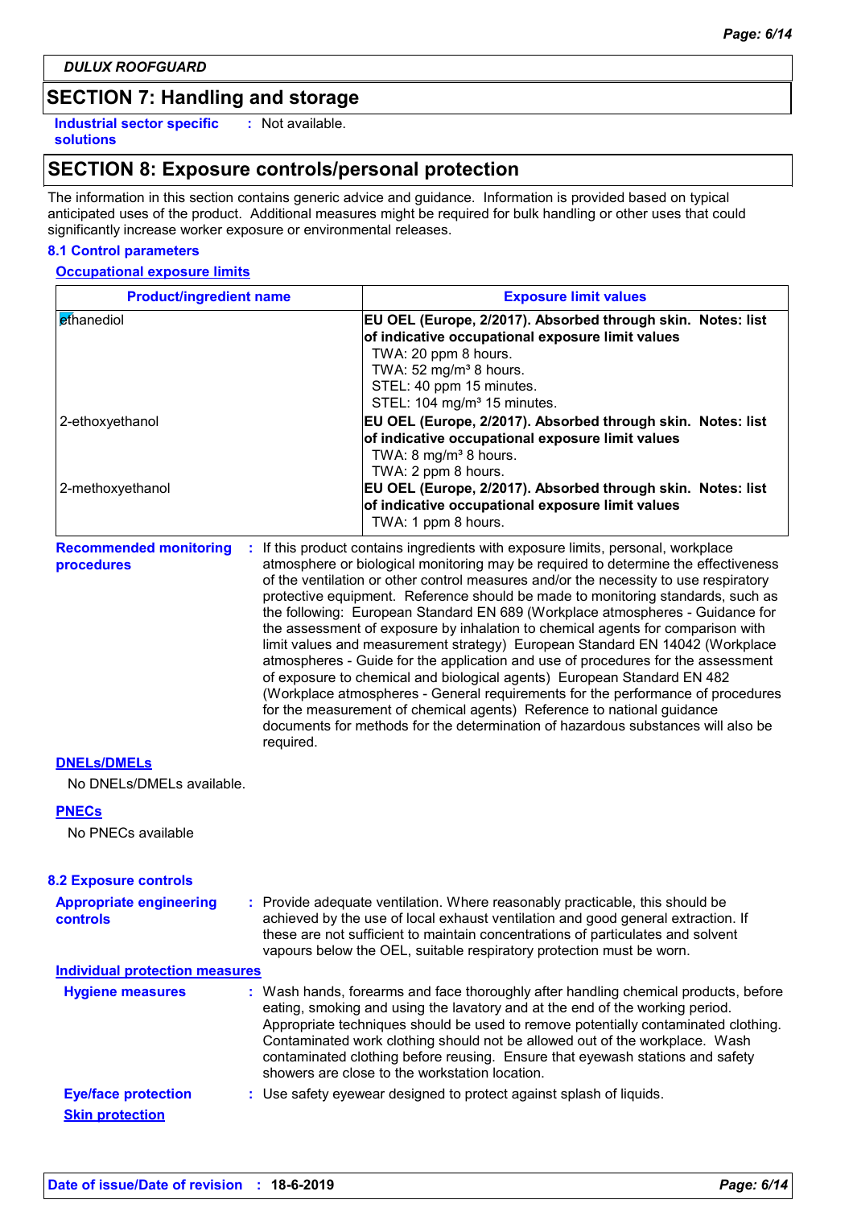**DULUX ROOFGUARD**

## SECTION 7: Handling and storage

**Industrial sector specific solutions** : Not available.

## SECTION 8: Exposure controls/personal protection

The information in this section contains generic advice and guidance. Information is provided based on typical anticipated uses of the product. Additional measures might be required for bulk handling or other uses that could significantly increase worker exposure or environmental releases.

### 8.1 Control parameters

#### Occupational exposure limits

| Product/ingredient name | Exposure limit values |
|---|---|
| ethanediol | **EU OEL (Europe, 2/2017). Absorbed through skin. Notes: list of indicative occupational exposure limit values**<br>TWA: 20 ppm 8 hours.<br>TWA: 52 mg/m³ 8 hours.<br>STEL: 40 ppm 15 minutes.<br>STEL: 104 mg/m³ 15 minutes. |
| 2-ethoxyethanol | **EU OEL (Europe, 2/2017). Absorbed through skin. Notes: list of indicative occupational exposure limit values**<br>TWA: 8 mg/m³ 8 hours.<br>TWA: 2 ppm 8 hours. |
| 2-methoxyethanol | **EU OEL (Europe, 2/2017). Absorbed through skin. Notes: list of indicative occupational exposure limit values**<br>TWA: 1 ppm 8 hours. |

**Recommended monitoring procedures** : If this product contains ingredients with exposure limits, personal, workplace atmosphere or biological monitoring may be required to determine the effectiveness of the ventilation or other control measures and/or the necessity to use respiratory protective equipment. Reference should be made to monitoring standards, such as the following: European Standard EN 689 (Workplace atmospheres - Guidance for the assessment of exposure by inhalation to chemical agents for comparison with limit values and measurement strategy) European Standard EN 14042 (Workplace atmospheres - Guide for the application and use of procedures for the assessment of exposure to chemical and biological agents) European Standard EN 482 (Workplace atmospheres - General requirements for the performance of procedures for the measurement of chemical agents) Reference to national guidance documents for methods for the determination of hazardous substances will also be required.

#### DNELs/DMELs

No DNELs/DMELs available.

#### PNECs

No PNECs available

### 8.2 Exposure controls

**Appropriate engineering controls** : Provide adequate ventilation. Where reasonably practicable, this should be achieved by the use of local exhaust ventilation and good general extraction. If these are not sufficient to maintain concentrations of particulates and solvent vapours below the OEL, suitable respiratory protection must be worn.

#### Individual protection measures

**Hygiene measures** : Wash hands, forearms and face thoroughly after handling chemical products, before eating, smoking and using the lavatory and at the end of the working period. Appropriate techniques should be used to remove potentially contaminated clothing. Contaminated work clothing should not be allowed out of the workplace. Wash contaminated clothing before reusing. Ensure that eyewash stations and safety showers are close to the workstation location.

**Eye/face protection** : Use safety eyewear designed to protect against splash of liquids.

**Skin protection**

**Date of issue/Date of revision : 18-6-2019**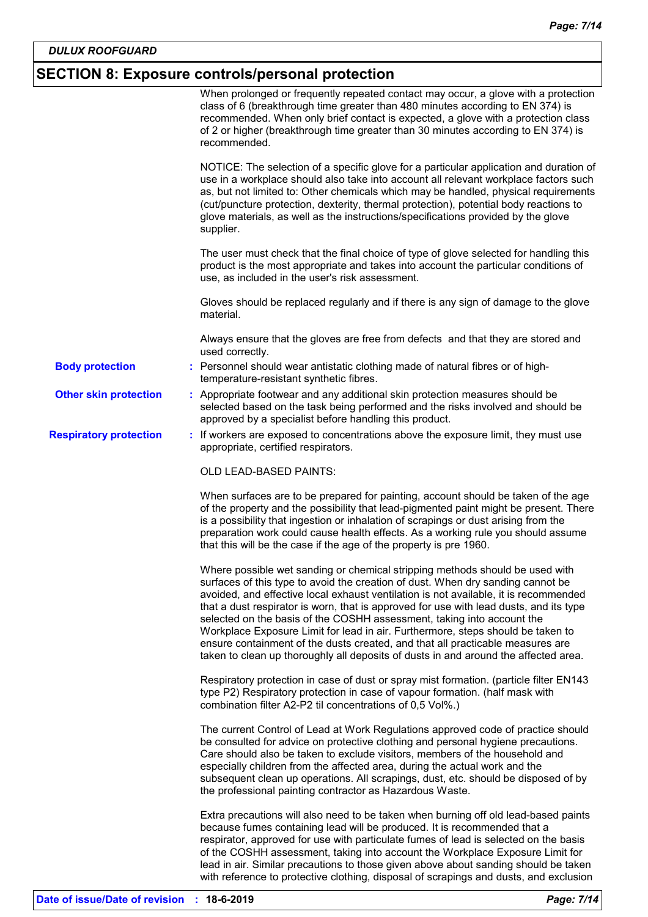## SECTION 8: Exposure controls/personal protection

When prolonged or frequently repeated contact may occur, a glove with a protection class of 6 (breakthrough time greater than 480 minutes according to EN 374) is recommended. When only brief contact is expected, a glove with a protection class of 2 or higher (breakthrough time greater than 30 minutes according to EN 374) is recommended.

NOTICE: The selection of a specific glove for a particular application and duration of use in a workplace should also take into account all relevant workplace factors such as, but not limited to: Other chemicals which may be handled, physical requirements (cut/puncture protection, dexterity, thermal protection), potential body reactions to glove materials, as well as the instructions/specifications provided by the glove supplier.

The user must check that the final choice of type of glove selected for handling this product is the most appropriate and takes into account the particular conditions of use, as included in the user's risk assessment.

Gloves should be replaced regularly and if there is any sign of damage to the glove material.

Always ensure that the gloves are free from defects and that they are stored and used correctly.

**Body protection** : Personnel should wear antistatic clothing made of natural fibres or of high-temperature-resistant synthetic fibres.

**Other skin protection** : Appropriate footwear and any additional skin protection measures should be selected based on the task being performed and the risks involved and should be approved by a specialist before handling this product.

**Respiratory protection** : If workers are exposed to concentrations above the exposure limit, they must use appropriate, certified respirators.

OLD LEAD-BASED PAINTS:

When surfaces are to be prepared for painting, account should be taken of the age of the property and the possibility that lead-pigmented paint might be present. There is a possibility that ingestion or inhalation of scrapings or dust arising from the preparation work could cause health effects. As a working rule you should assume that this will be the case if the age of the property is pre 1960.

Where possible wet sanding or chemical stripping methods should be used with surfaces of this type to avoid the creation of dust. When dry sanding cannot be avoided, and effective local exhaust ventilation is not available, it is recommended that a dust respirator is worn, that is approved for use with lead dusts, and its type selected on the basis of the COSHH assessment, taking into account the Workplace Exposure Limit for lead in air. Furthermore, steps should be taken to ensure containment of the dusts created, and that all practicable measures are taken to clean up thoroughly all deposits of dusts in and around the affected area.

Respiratory protection in case of dust or spray mist formation. (particle filter EN143 type P2) Respiratory protection in case of vapour formation. (half mask with combination filter A2-P2 til concentrations of 0,5 Vol%.)

The current Control of Lead at Work Regulations approved code of practice should be consulted for advice on protective clothing and personal hygiene precautions. Care should also be taken to exclude visitors, members of the household and especially children from the affected area, during the actual work and the subsequent clean up operations. All scrapings, dust, etc. should be disposed of by the professional painting contractor as Hazardous Waste.

Extra precautions will also need to be taken when burning off old lead-based paints because fumes containing lead will be produced. It is recommended that a respirator, approved for use with particulate fumes of lead is selected on the basis of the COSHH assessment, taking into account the Workplace Exposure Limit for lead in air. Similar precautions to those given above about sanding should be taken with reference to protective clothing, disposal of scrapings and dusts, and exclusion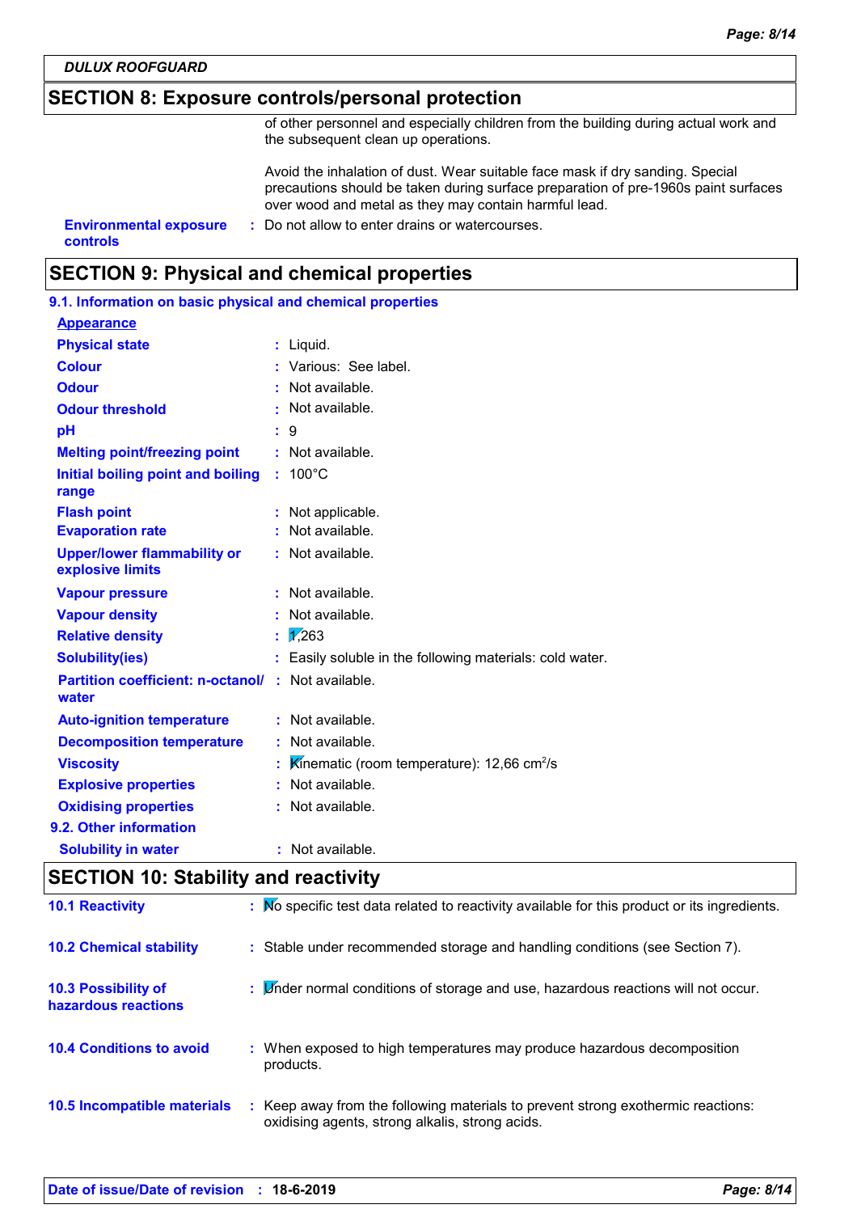DULUX ROOFGUARD

## SECTION 8: Exposure controls/personal protection

of other personnel and especially children from the building during actual work and the subsequent clean up operations.

Avoid the inhalation of dust. Wear suitable face mask if dry sanding. Special precautions should be taken during surface preparation of pre-1960s paint surfaces over wood and metal as they may contain harmful lead.

**Environmental exposure controls** : Do not allow to enter drains or watercourses.

## SECTION 9: Physical and chemical properties

### 9.1. Information on basic physical and chemical properties

**Appearance**

| | |
|---|---|
| **Physical state** | Liquid. |
| **Colour** | Various: See label. |
| **Odour** | Not available. |
| **Odour threshold** | Not available. |
| **pH** | 9 |
| **Melting point/freezing point** | Not available. |
| **Initial boiling point and boiling range** | 100°C |
| **Flash point** | Not applicable. |
| **Evaporation rate** | Not available. |
| **Upper/lower flammability or explosive limits** | Not available. |
| **Vapour pressure** | Not available. |
| **Vapour density** | Not available. |
| **Relative density** | 1,263 |
| **Solubility(ies)** | Easily soluble in the following materials: cold water. |
| **Partition coefficient: n-octanol/ water** | Not available. |
| **Auto-ignition temperature** | Not available. |
| **Decomposition temperature** | Not available. |
| **Viscosity** | Kinematic (room temperature): 12,66 $cm^2/s$ |
| **Explosive properties** | Not available. |
| **Oxidising properties** | Not available. |

### 9.2. Other information

| | |
|---|---|
| **Solubility in water** | Not available. |

## SECTION 10: Stability and reactivity

| | |
|---|---|
| **10.1 Reactivity** | No specific test data related to reactivity available for this product or its ingredients. |
| **10.2 Chemical stability** | Stable under recommended storage and handling conditions (see Section 7). |
| **10.3 Possibility of hazardous reactions** | Under normal conditions of storage and use, hazardous reactions will not occur. |
| **10.4 Conditions to avoid** | When exposed to high temperatures may produce hazardous decomposition products. |
| **10.5 Incompatible materials** | Keep away from the following materials to prevent strong exothermic reactions: oxidising agents, strong alkalis, strong acids. |

**Date of issue/Date of revision** : **18-6-2019**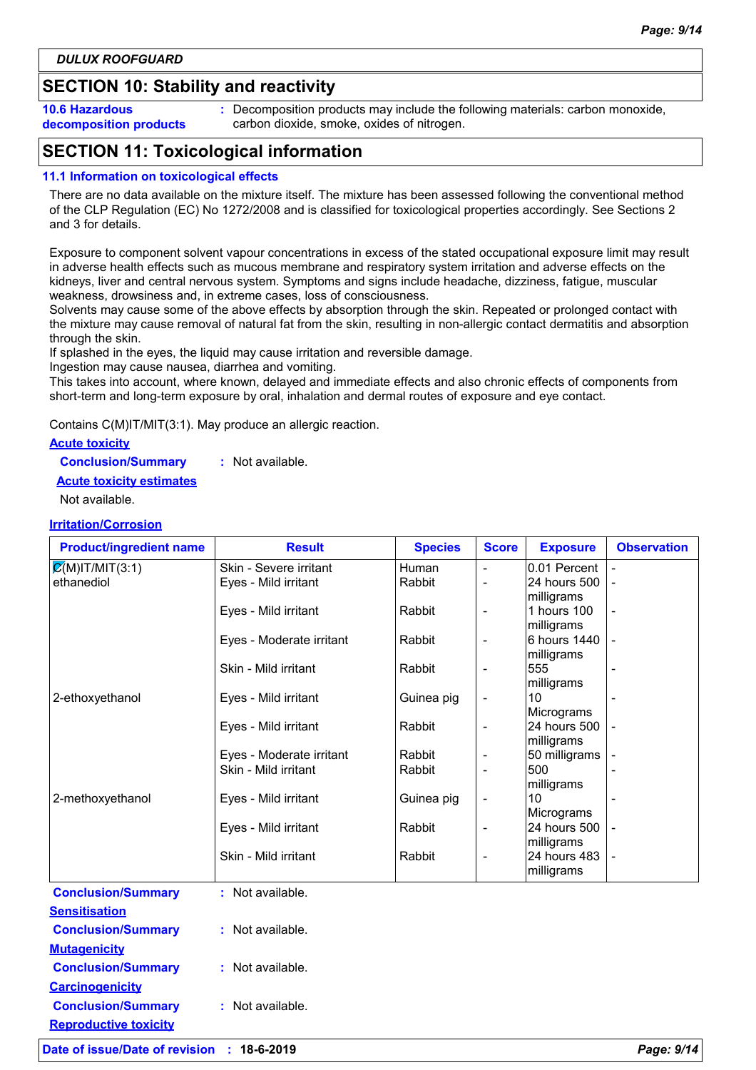**DULUX ROOFGUARD**

## SECTION 10: Stability and reactivity

**10.6 Hazardous decomposition products** : Decomposition products may include the following materials: carbon monoxide, carbon dioxide, smoke, oxides of nitrogen.

## SECTION 11: Toxicological information

### 11.1 Information on toxicological effects

There are no data available on the mixture itself. The mixture has been assessed following the conventional method of the CLP Regulation (EC) No 1272/2008 and is classified for toxicological properties accordingly. See Sections 2 and 3 for details.

Exposure to component solvent vapour concentrations in excess of the stated occupational exposure limit may result in adverse health effects such as mucous membrane and respiratory system irritation and adverse effects on the kidneys, liver and central nervous system. Symptoms and signs include headache, dizziness, fatigue, muscular weakness, drowsiness and, in extreme cases, loss of consciousness.
Solvents may cause some of the above effects by absorption through the skin. Repeated or prolonged contact with the mixture may cause removal of natural fat from the skin, resulting in non-allergic contact dermatitis and absorption through the skin.
If splashed in the eyes, the liquid may cause irritation and reversible damage.
Ingestion may cause nausea, diarrhea and vomiting.
This takes into account, where known, delayed and immediate effects and also chronic effects of components from short-term and long-term exposure by oral, inhalation and dermal routes of exposure and eye contact.

Contains C(M)IT/MIT(3:1). May produce an allergic reaction.

**Acute toxicity**

**Conclusion/Summary** : Not available.

**Acute toxicity estimates**

Not available.

**Irritation/Corrosion**

| Product/ingredient name | Result | Species | Score | Exposure | Observation |
|---|---|---|---|---|---|
| C(M)IT/MIT(3:1) | Skin - Severe irritant | Human | - | 0.01 Percent | - |
| ethanediol | Eyes - Mild irritant | Rabbit | - | 24 hours 500 milligrams | - |
| | Eyes - Mild irritant | Rabbit | - | 1 hours 100 milligrams | - |
| | Eyes - Moderate irritant | Rabbit | - | 6 hours 1440 milligrams | - |
| | Skin - Mild irritant | Rabbit | - | 555 milligrams | - |
| 2-ethoxyethanol | Eyes - Mild irritant | Guinea pig | - | 10 Micrograms | - |
| | Eyes - Mild irritant | Rabbit | - | 24 hours 500 milligrams | - |
| | Eyes - Moderate irritant | Rabbit | - | 50 milligrams | - |
| | Skin - Mild irritant | Rabbit | - | 500 milligrams | - |
| 2-methoxyethanol | Eyes - Mild irritant | Guinea pig | - | 10 Micrograms | - |
| | Eyes - Mild irritant | Rabbit | - | 24 hours 500 milligrams | - |
| | Skin - Mild irritant | Rabbit | - | 24 hours 483 milligrams | - |

**Conclusion/Summary** : Not available.

**Sensitisation**

**Conclusion/Summary** : Not available.

**Mutagenicity**

**Conclusion/Summary** : Not available.

**Carcinogenicity**

**Conclusion/Summary** : Not available.

**Reproductive toxicity**

**Date of issue/Date of revision** : **18-6-2019**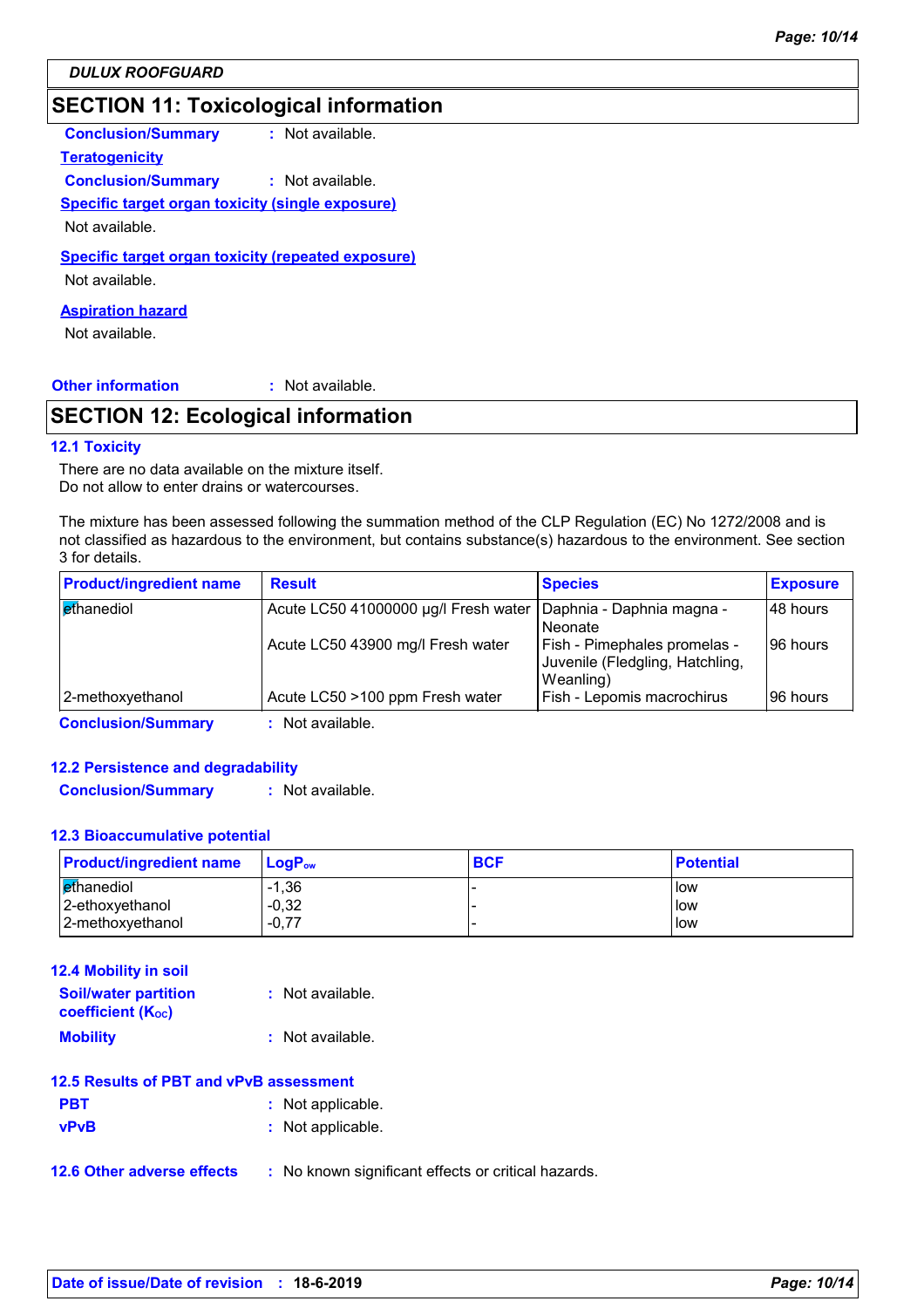DULUX ROOFGUARD

## SECTION 11: Toxicological information

**Conclusion/Summary** : Not available.

**Teratogenicity**

**Conclusion/Summary** : Not available.

**Specific target organ toxicity (single exposure)**

Not available.

**Specific target organ toxicity (repeated exposure)**

Not available.

**Aspiration hazard**

Not available.

**Other information** : Not available.

## SECTION 12: Ecological information

### 12.1 Toxicity

There are no data available on the mixture itself.
Do not allow to enter drains or watercourses.

The mixture has been assessed following the summation method of the CLP Regulation (EC) No 1272/2008 and is not classified as hazardous to the environment, but contains substance(s) hazardous to the environment. See section 3 for details.

| Product/ingredient name | Result | Species | Exposure |
|---|---|---|---|
| ethanediol | Acute LC50 41000000 µg/l Fresh water | Daphnia - Daphnia magna - Neonate | 48 hours |
| | Acute LC50 43900 mg/l Fresh water | Fish - Pimephales promelas - Juvenile (Fledgling, Hatchling, Weanling) | 96 hours |
| 2-methoxyethanol | Acute LC50 >100 ppm Fresh water | Fish - Lepomis macrochirus | 96 hours |

**Conclusion/Summary** : Not available.

### 12.2 Persistence and degradability

**Conclusion/Summary** : Not available.

### 12.3 Bioaccumulative potential

| Product/ingredient name | $LogP_{ow}$ | BCF | Potential |
|---|---|---|---|
| ethanediol | -1,36 | - | low |
| 2-ethoxyethanol | -0,32 | - | low |
| 2-methoxyethanol | -0,77 | - | low |

### 12.4 Mobility in soil

**Soil/water partition coefficient ($K_{OC}$)** : Not available.

**Mobility** : Not available.

### 12.5 Results of PBT and vPvB assessment

**PBT** : Not applicable.

**vPvB** : Not applicable.

**12.6 Other adverse effects** : No known significant effects or critical hazards.

**Date of issue/Date of revision** : **18-6-2019**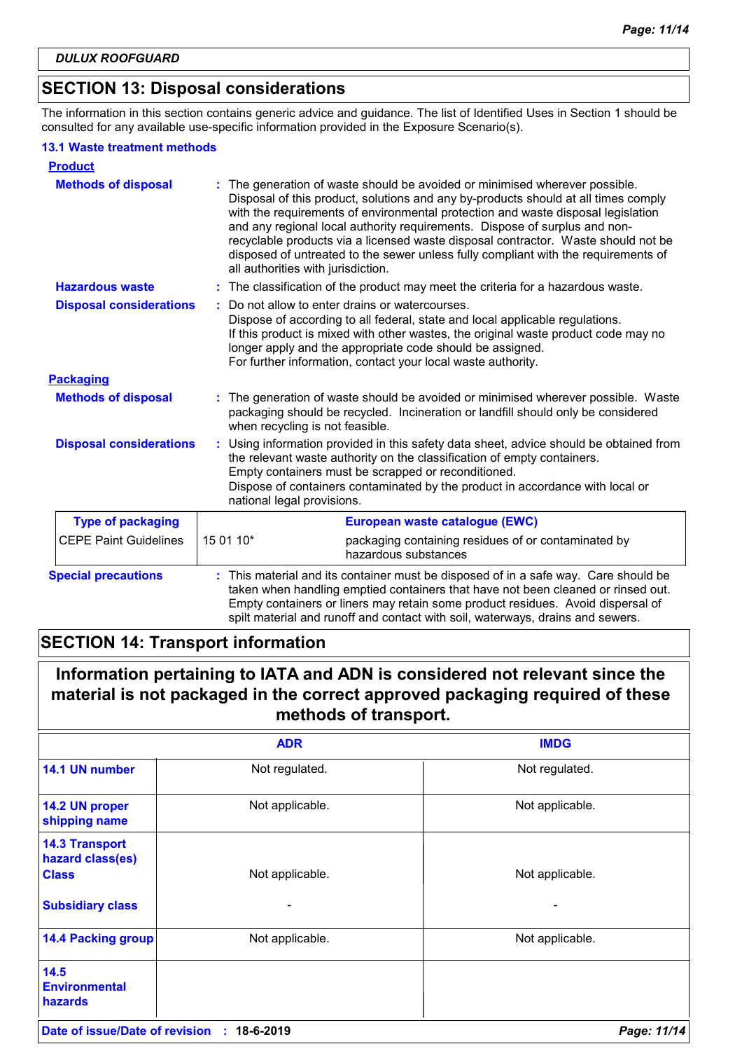## SECTION 13: Disposal considerations

The information in this section contains generic advice and guidance. The list of Identified Uses in Section 1 should be consulted for any available use-specific information provided in the Exposure Scenario(s).

### 13.1 Waste treatment methods

**Product**

**Methods of disposal** : The generation of waste should be avoided or minimised wherever possible. Disposal of this product, solutions and any by-products should at all times comply with the requirements of environmental protection and waste disposal legislation and any regional local authority requirements. Dispose of surplus and non-recyclable products via a licensed waste disposal contractor. Waste should not be disposed of untreated to the sewer unless fully compliant with the requirements of all authorities with jurisdiction.

**Hazardous waste** : The classification of the product may meet the criteria for a hazardous waste.

**Disposal considerations** : Do not allow to enter drains or watercourses.
Dispose of according to all federal, state and local applicable regulations.
If this product is mixed with other wastes, the original waste product code may no longer apply and the appropriate code should be assigned.
For further information, contact your local waste authority.

**Packaging**

**Methods of disposal** : The generation of waste should be avoided or minimised wherever possible. Waste packaging should be recycled. Incineration or landfill should only be considered when recycling is not feasible.

**Disposal considerations** : Using information provided in this safety data sheet, advice should be obtained from the relevant waste authority on the classification of empty containers.
Empty containers must be scrapped or reconditioned.
Dispose of containers contaminated by the product in accordance with local or national legal provisions.

| Type of packaging | European waste catalogue (EWC) | |
|---|---|---|
| CEPE Paint Guidelines | 15 01 10* | packaging containing residues of or contaminated by hazardous substances |

**Special precautions** : This material and its container must be disposed of in a safe way. Care should be taken when handling emptied containers that have not been cleaned or rinsed out. Empty containers or liners may retain some product residues. Avoid dispersal of spilt material and runoff and contact with soil, waterways, drains and sewers.

## SECTION 14: Transport information

**Information pertaining to IATA and ADN is considered not relevant since the material is not packaged in the correct approved packaging required of these methods of transport.**

| | ADR | IMDG |
|---|---|---|
| 14.1 UN number | Not regulated. | Not regulated. |
| 14.2 UN proper shipping name | Not applicable. | Not applicable. |
| 14.3 Transport hazard class(es) Class | Not applicable. | Not applicable. |
| Subsidiary class | - | - |
| 14.4 Packing group | Not applicable. | Not applicable. |
| 14.5 Environmental hazards | | |

Date of issue/Date of revision : 18-6-2019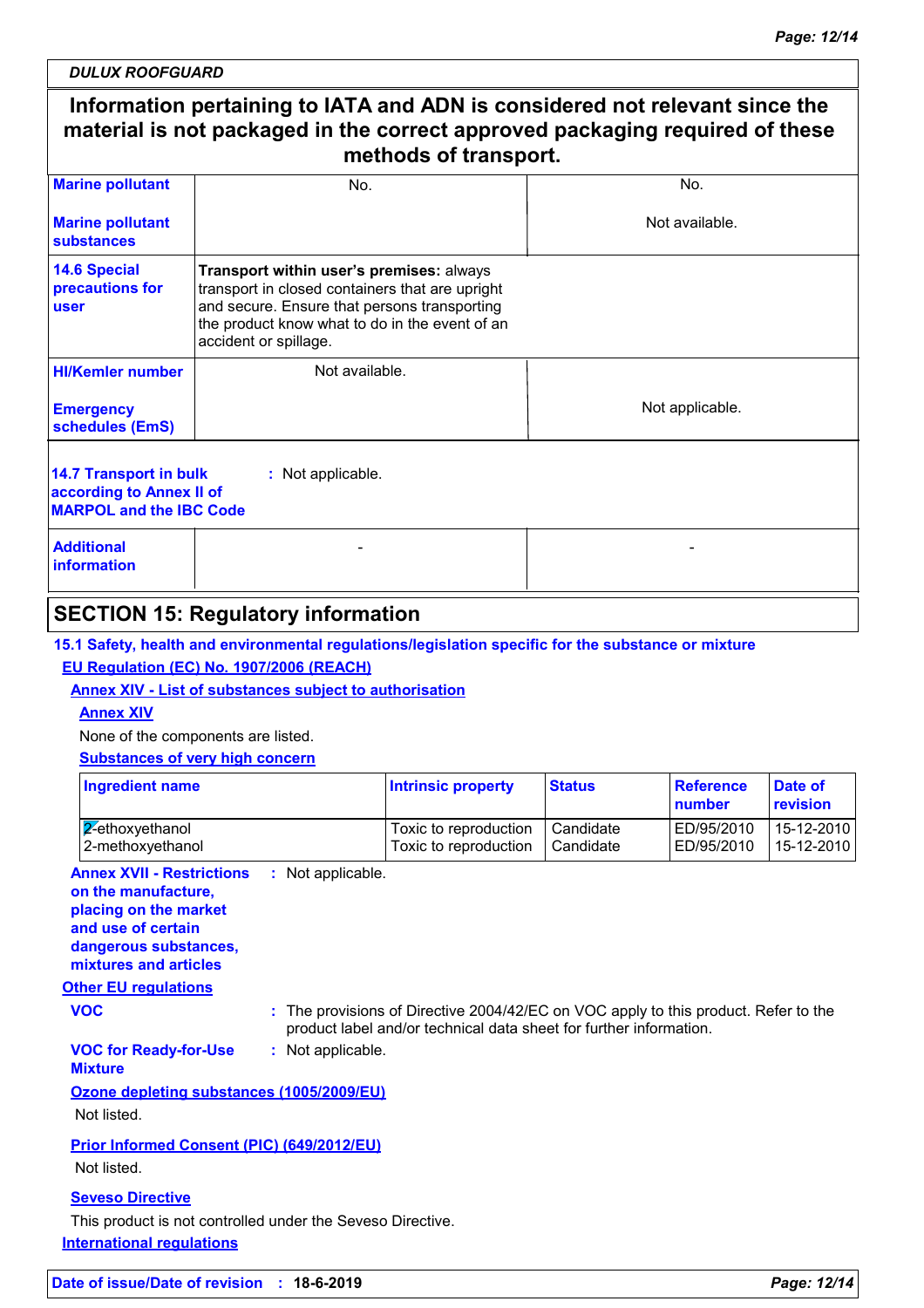**DULUX ROOFGUARD**

| Information pertaining to IATA and ADN is considered not relevant since the material is not packaged in the correct approved packaging required of these methods of transport. | | |
|---|---|---|
| **Marine pollutant** | No. | No. |
| **Marine pollutant substances** | | Not available. |
| **14.6 Special precautions for user** | **Transport within user's premises:** always transport in closed containers that are upright and secure. Ensure that persons transporting the product know what to do in the event of an accident or spillage. | |
| **HI/Kemler number** | Not available. | |
| **Emergency schedules (EmS)** | | Not applicable. |

**14.7 Transport in bulk according to Annex II of MARPOL and the IBC Code** : Not applicable.

| **Additional information** | - | - |
|---|---|---|

## SECTION 15: Regulatory information

**15.1 Safety, health and environmental regulations/legislation specific for the substance or mixture**

**EU Regulation (EC) No. 1907/2006 (REACH)**

**Annex XIV - List of substances subject to authorisation**

**Annex XIV**

None of the components are listed.

**Substances of very high concern**

| Ingredient name | Intrinsic property | Status | Reference number | Date of revision |
|---|---|---|---|---|
| 2-ethoxyethanol | Toxic to reproduction | Candidate | ED/95/2010 | 15-12-2010 |
| 2-methoxyethanol | Toxic to reproduction | Candidate | ED/95/2010 | 15-12-2010 |

**Annex XVII - Restrictions on the manufacture, placing on the market and use of certain dangerous substances, mixtures and articles** : Not applicable.

**Other EU regulations**

**VOC** : The provisions of Directive 2004/42/EC on VOC apply to this product. Refer to the product label and/or technical data sheet for further information.

**VOC for Ready-for-Use Mixture** : Not applicable.

**Ozone depleting substances (1005/2009/EU)**

Not listed.

**Prior Informed Consent (PIC) (649/2012/EU)**

Not listed.

**Seveso Directive**

This product is not controlled under the Seveso Directive.

**International regulations**

**Date of issue/Date of revision** : **18-6-2019**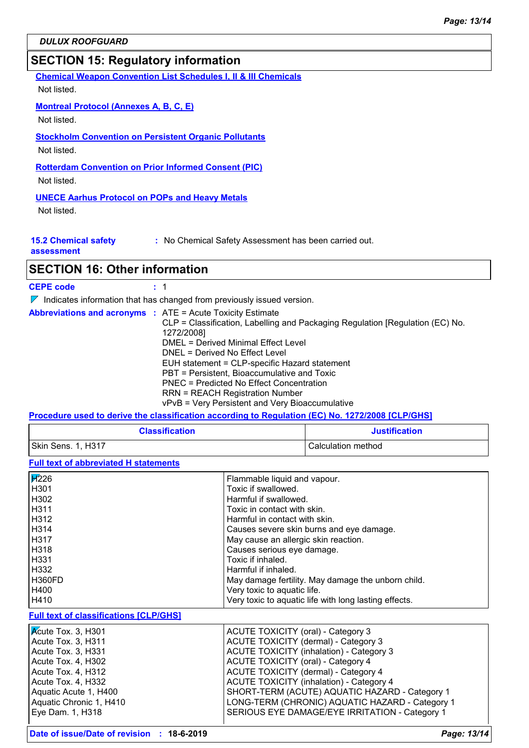## SECTION 15: Regulatory information

**Chemical Weapon Convention List Schedules I, II & III Chemicals**

Not listed.

**Montreal Protocol (Annexes A, B, C, E)**

Not listed.

**Stockholm Convention on Persistent Organic Pollutants**

Not listed.

**Rotterdam Convention on Prior Informed Consent (PIC)**

Not listed.

**UNECE Aarhus Protocol on POPs and Heavy Metals**

Not listed.

**15.2 Chemical safety assessment** : No Chemical Safety Assessment has been carried out.

## SECTION 16: Other information

**CEPE code** : 1

Indicates information that has changed from previously issued version.

**Abbreviations and acronyms** : ATE = Acute Toxicity Estimate
CLP = Classification, Labelling and Packaging Regulation [Regulation (EC) No. 1272/2008]
DMEL = Derived Minimal Effect Level
DNEL = Derived No Effect Level
EUH statement = CLP-specific Hazard statement
PBT = Persistent, Bioaccumulative and Toxic
PNEC = Predicted No Effect Concentration
RRN = REACH Registration Number
vPvB = Very Persistent and Very Bioaccumulative

**Procedure used to derive the classification according to Regulation (EC) No. 1272/2008 [CLP/GHS]**

| Classification | Justification |
|---|---|
| Skin Sens. 1, H317 | Calculation method |

**Full text of abbreviated H statements**

| | |
|---|---|
| H226 | Flammable liquid and vapour. |
| H301 | Toxic if swallowed. |
| H302 | Harmful if swallowed. |
| H311 | Toxic in contact with skin. |
| H312 | Harmful in contact with skin. |
| H314 | Causes severe skin burns and eye damage. |
| H317 | May cause an allergic skin reaction. |
| H318 | Causes serious eye damage. |
| H331 | Toxic if inhaled. |
| H332 | Harmful if inhaled. |
| H360FD | May damage fertility. May damage the unborn child. |
| H400 | Very toxic to aquatic life. |
| H410 | Very toxic to aquatic life with long lasting effects. |

**Full text of classifications [CLP/GHS]**

| | |
|---|---|
| Acute Tox. 3, H301 | ACUTE TOXICITY (oral) - Category 3 |
| Acute Tox. 3, H311 | ACUTE TOXICITY (dermal) - Category 3 |
| Acute Tox. 3, H331 | ACUTE TOXICITY (inhalation) - Category 3 |
| Acute Tox. 4, H302 | ACUTE TOXICITY (oral) - Category 4 |
| Acute Tox. 4, H312 | ACUTE TOXICITY (dermal) - Category 4 |
| Acute Tox. 4, H332 | ACUTE TOXICITY (inhalation) - Category 4 |
| Aquatic Acute 1, H400 | SHORT-TERM (ACUTE) AQUATIC HAZARD - Category 1 |
| Aquatic Chronic 1, H410 | LONG-TERM (CHRONIC) AQUATIC HAZARD - Category 1 |
| Eye Dam. 1, H318 | SERIOUS EYE DAMAGE/EYE IRRITATION - Category 1 |

**Date of issue/Date of revision** : 18-6-2019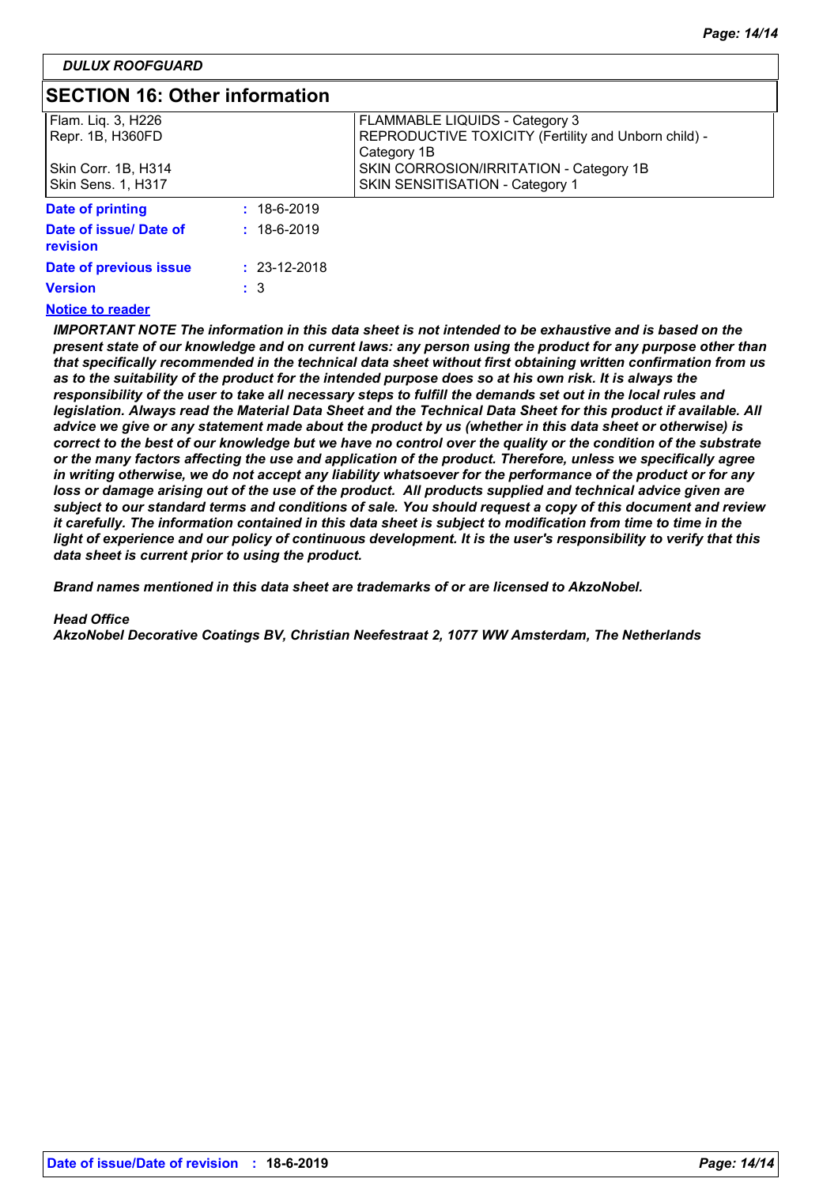## SECTION 16: Other information

| | |
|---|---|
| Flam. Liq. 3, H226 | FLAMMABLE LIQUIDS - Category 3 |
| Repr. 1B, H360FD | REPRODUCTIVE TOXICITY (Fertility and Unborn child) - Category 1B |
| Skin Corr. 1B, H314 | SKIN CORROSION/IRRITATION - Category 1B |
| Skin Sens. 1, H317 | SKIN SENSITISATION - Category 1 |

**Date of printing** : 18-6-2019

**Date of issue/ Date of revision** : 18-6-2019

**Date of previous issue** : 23-12-2018

**Version** : 3

**Notice to reader**

***IMPORTANT NOTE The information in this data sheet is not intended to be exhaustive and is based on the present state of our knowledge and on current laws: any person using the product for any purpose other than that specifically recommended in the technical data sheet without first obtaining written confirmation from us as to the suitability of the product for the intended purpose does so at his own risk. It is always the responsibility of the user to take all necessary steps to fulfill the demands set out in the local rules and legislation. Always read the Material Data Sheet and the Technical Data Sheet for this product if available. All advice we give or any statement made about the product by us (whether in this data sheet or otherwise) is correct to the best of our knowledge but we have no control over the quality or the condition of the substrate or the many factors affecting the use and application of the product. Therefore, unless we specifically agree in writing otherwise, we do not accept any liability whatsoever for the performance of the product or for any loss or damage arising out of the use of the product. All products supplied and technical advice given are subject to our standard terms and conditions of sale. You should request a copy of this document and review it carefully. The information contained in this data sheet is subject to modification from time to time in the light of experience and our policy of continuous development. It is the user's responsibility to verify that this data sheet is current prior to using the product.***

***Brand names mentioned in this data sheet are trademarks of or are licensed to AkzoNobel.***

***Head Office***
***AkzoNobel Decorative Coatings BV, Christian Neefestraat 2, 1077 WW Amsterdam, The Netherlands***